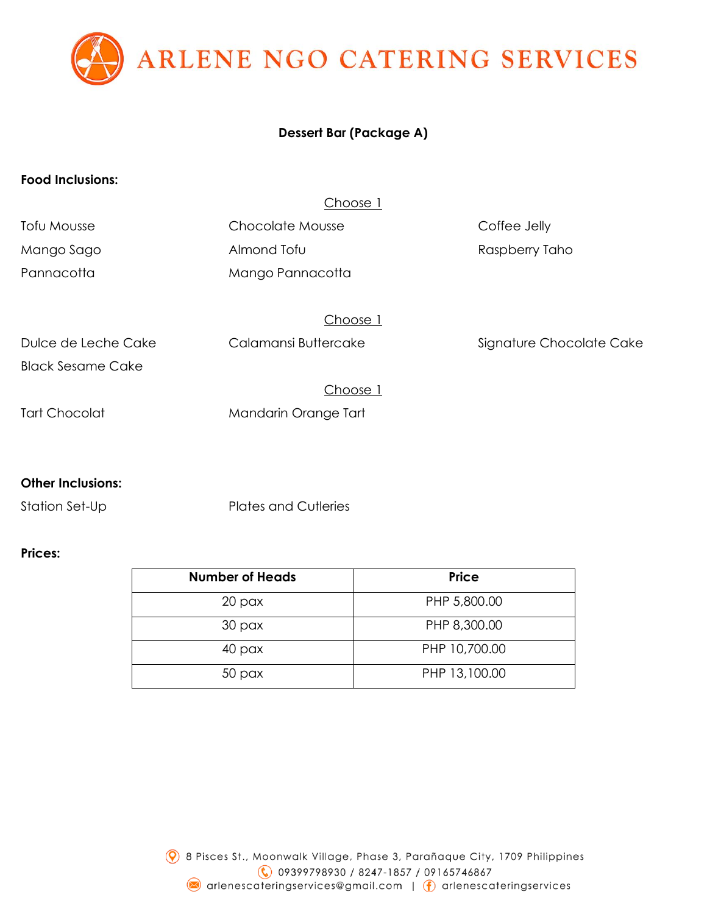# ARLENE NGO CATERING SERVICES

## Dessert Bar (Package A)

**Food Inclusions:**

Choose 1

- Tofu Mousse
- Mango Sago
- Pannacotta
- Chocolate Mousse
- Almond Tofu
- Mango Pannacotta
- Coffee Jelly
- Raspberry Taho

Choose 1

- Dulce de Leche Cake
- Black Sesame Cake
- Calamansi Buttercake
- Signature Chocolate Cake

Choose 1

- Tart Chocolat
- Mandarin Orange Tart

**Other Inclusions:**

- Station Set-Up
- Plates and Cutleries

**Prices:**

| Number of Heads | Price |
| --- | --- |
| 20 pax | PHP 5,800.00 |
| 30 pax | PHP 8,300.00 |
| 40 pax | PHP 10,700.00 |
| 50 pax | PHP 13,100.00 |

8 Pisces St., Moonwalk Village, Phase 3, Parañaque City, 1709 Philippines
09399798930 / 8247-1857 / 09165746867
arlenescateringservices@gmail.com | arlenescateringservices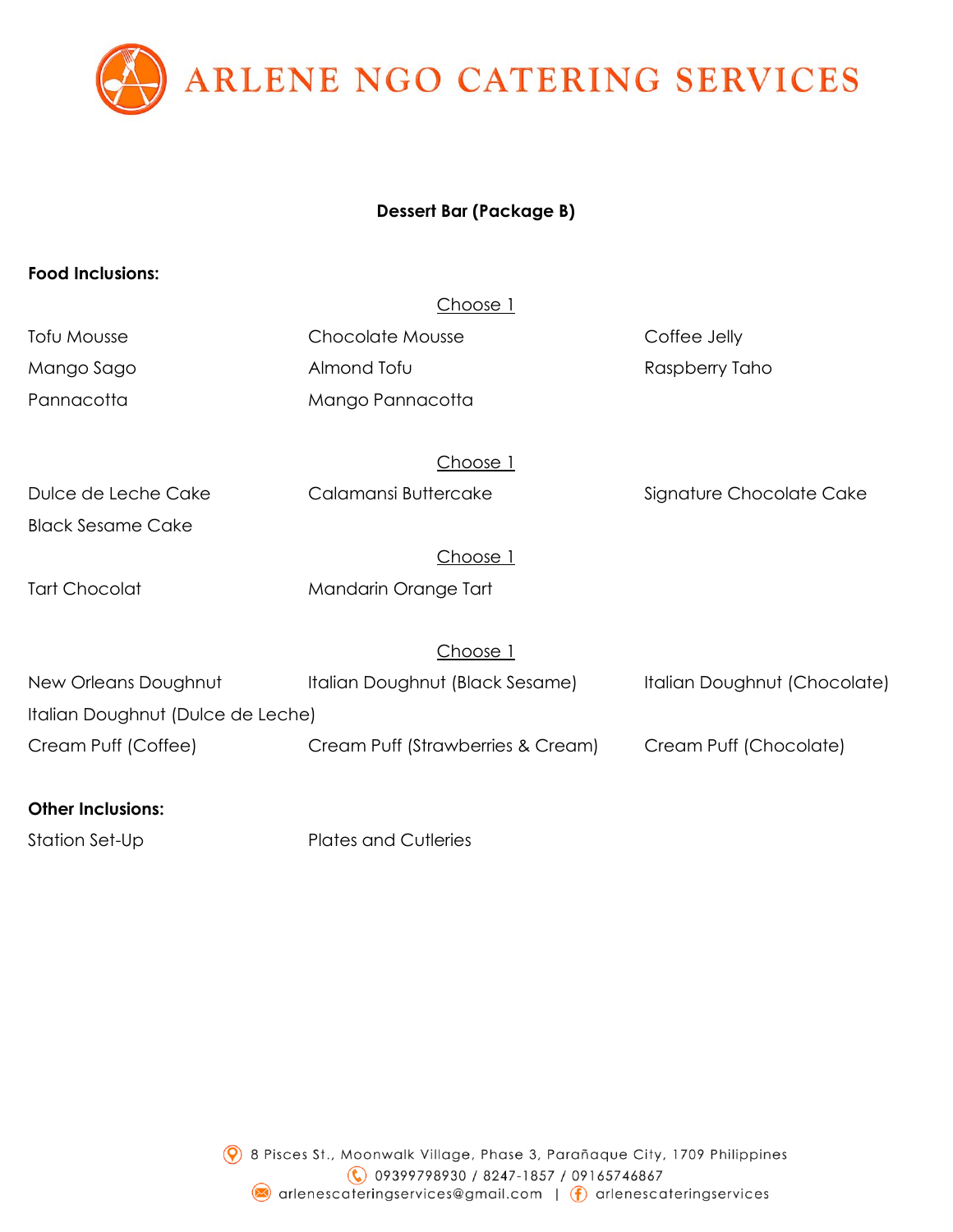# ARLENE NGO CATERING SERVICES

**Dessert Bar (Package B)**

**Food Inclusions:**

Choose 1

| | | |
|---|---|---|
| Tofu Mousse | Chocolate Mousse | Coffee Jelly |
| Mango Sago | Almond Tofu | Raspberry Taho |
| Pannacotta | Mango Pannacotta | |

Choose 1

| | | |
|---|---|---|
| Dulce de Leche Cake | Calamansi Buttercake | Signature Chocolate Cake |
| Black Sesame Cake | | |

Choose 1

| | |
|---|---|
| Tart Chocolat | Mandarin Orange Tart |

Choose 1

| | | |
|---|---|---|
| New Orleans Doughnut | Italian Doughnut (Black Sesame) | Italian Doughnut (Chocolate) |
| Italian Doughnut (Dulce de Leche) | | |
| Cream Puff (Coffee) | Cream Puff (Strawberries & Cream) | Cream Puff (Chocolate) |

**Other Inclusions:**

| | |
|---|---|
| Station Set-Up | Plates and Cutleries |

8 Pisces St., Moonwalk Village, Phase 3, Parañaque City, 1709 Philippines
09399798930 / 8247-1857 / 09165746867
arlenescateringservices@gmail.com | arlenescateringservices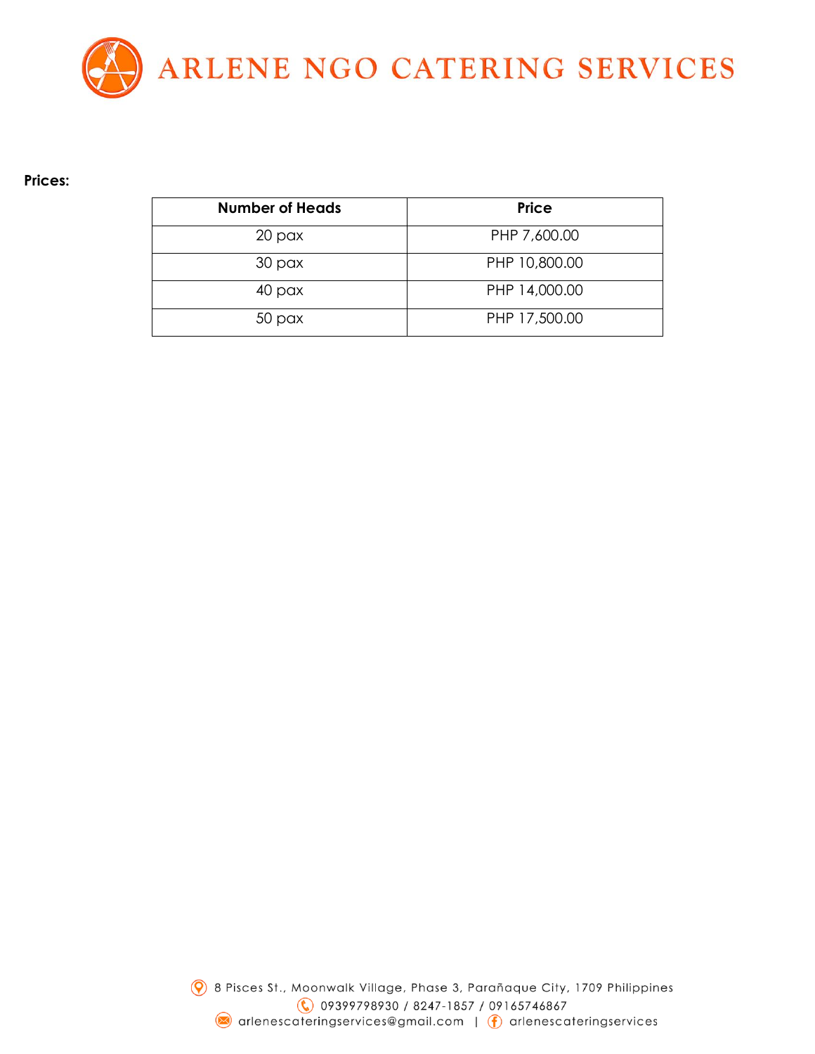**Prices:**

| Number of Heads | Price |
|---|---|
| 20 pax | PHP 7,600.00 |
| 30 pax | PHP 10,800.00 |
| 40 pax | PHP 14,000.00 |
| 50 pax | PHP 17,500.00 |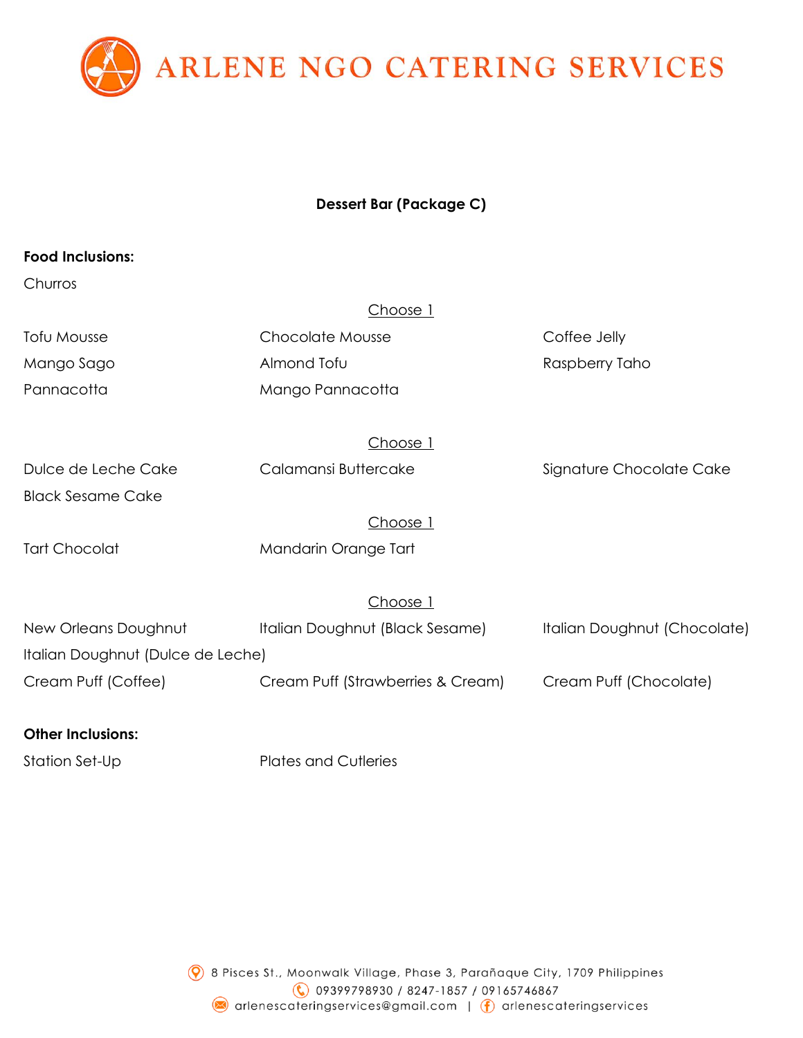# ARLENE NGO CATERING SERVICES

## Dessert Bar (Package C)

**Food Inclusions:**

Churros

Choose 1

- Tofu Mousse
- Chocolate Mousse
- Coffee Jelly
- Mango Sago
- Almond Tofu
- Raspberry Taho
- Pannacotta
- Mango Pannacotta

Choose 1

- Dulce de Leche Cake
- Calamansi Buttercake
- Signature Chocolate Cake
- Black Sesame Cake

Choose 1

- Tart Chocolat
- Mandarin Orange Tart

Choose 1

- New Orleans Doughnut
- Italian Doughnut (Black Sesame)
- Italian Doughnut (Chocolate)
- Italian Doughnut (Dulce de Leche)
- Cream Puff (Coffee)
- Cream Puff (Strawberries & Cream)
- Cream Puff (Chocolate)

**Other Inclusions:**

- Station Set-Up
- Plates and Cutleries

8 Pisces St., Moonwalk Village, Phase 3, Parañaque City, 1709 Philippines
09399798930 / 8247-1857 / 09165746867
arlenescateringservices@gmail.com | arlenescateringservices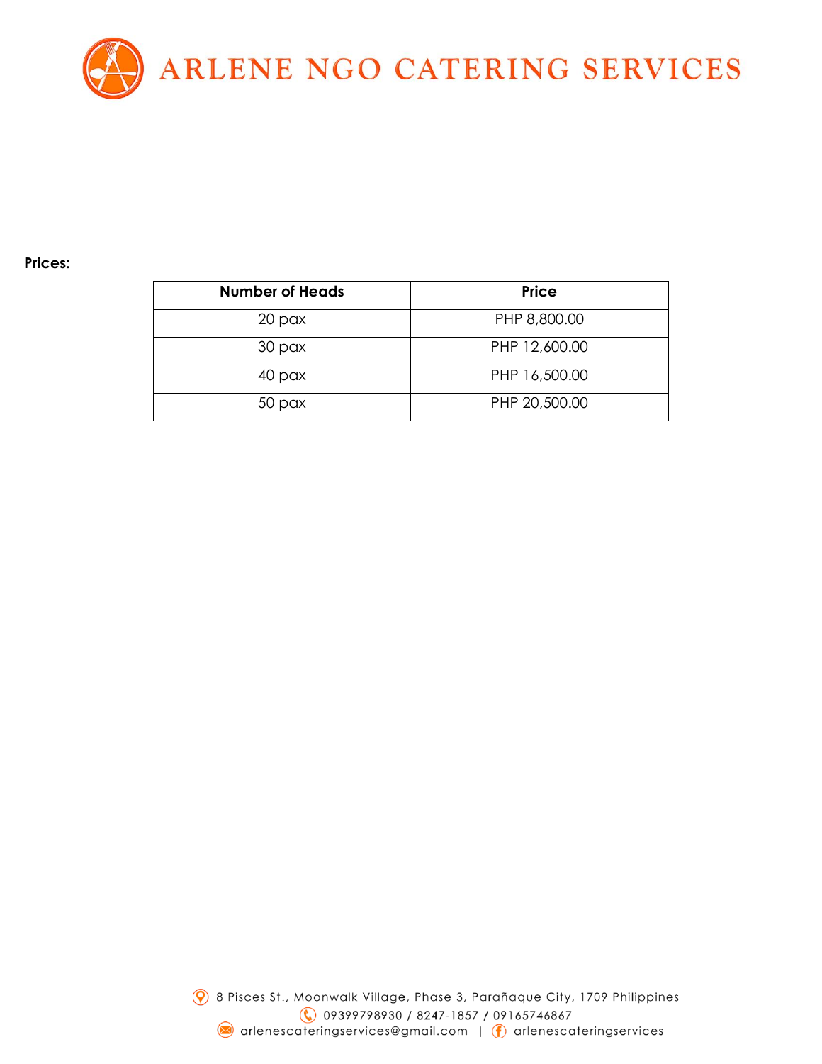**Prices:**

| Number of Heads | Price |
|---|---|
| 20 pax | PHP 8,800.00 |
| 30 pax | PHP 12,600.00 |
| 40 pax | PHP 16,500.00 |
| 50 pax | PHP 20,500.00 |